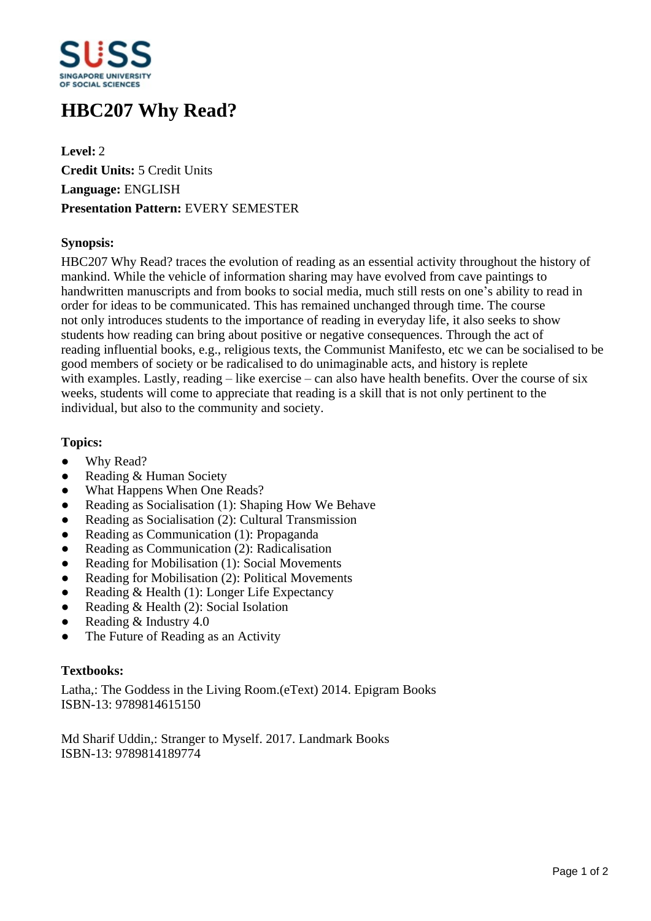# HBC207 Why Read?

**Level:** 2
**Credit Units:** 5 Credit Units
**Language:** ENGLISH
**Presentation Pattern:** EVERY SEMESTER

### Synopsis:

HBC207 Why Read? traces the evolution of reading as an essential activity throughout the history of mankind. While the vehicle of information sharing may have evolved from cave paintings to handwritten manuscripts and from books to social media, much still rests on one's ability to read in order for ideas to be communicated. This has remained unchanged through time. The course not only introduces students to the importance of reading in everyday life, it also seeks to show students how reading can bring about positive or negative consequences. Through the act of reading influential books, e.g., religious texts, the Communist Manifesto, etc we can be socialised to be good members of society or be radicalised to do unimaginable acts, and history is replete with examples. Lastly, reading – like exercise – can also have health benefits. Over the course of six weeks, students will come to appreciate that reading is a skill that is not only pertinent to the individual, but also to the community and society.

### Topics:

- Why Read?
- Reading & Human Society
- What Happens When One Reads?
- Reading as Socialisation (1): Shaping How We Behave
- Reading as Socialisation (2): Cultural Transmission
- Reading as Communication (1): Propaganda
- Reading as Communication (2): Radicalisation
- Reading for Mobilisation (1): Social Movements
- Reading for Mobilisation (2): Political Movements
- Reading & Health (1): Longer Life Expectancy
- Reading & Health (2): Social Isolation
- Reading & Industry 4.0
- The Future of Reading as an Activity

### Textbooks:

Latha,: The Goddess in the Living Room.(eText) 2014. Epigram Books
ISBN-13: 9789814615150

Md Sharif Uddin,: Stranger to Myself. 2017. Landmark Books
ISBN-13: 9789814189774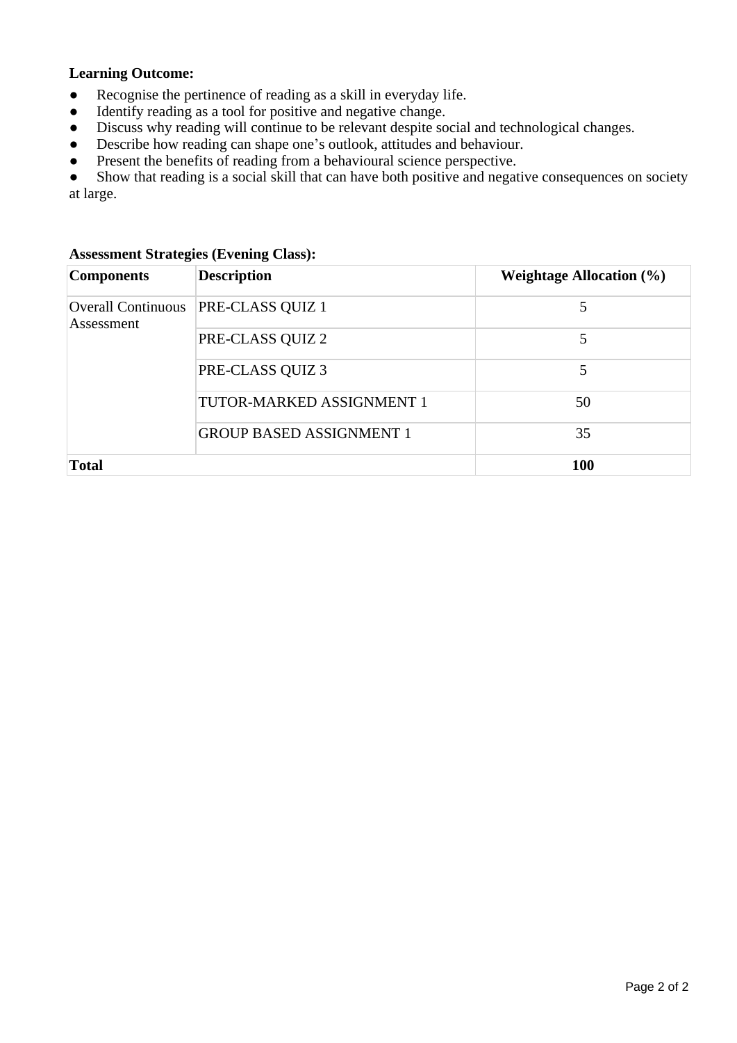**Learning Outcome:**

- Recognise the pertinence of reading as a skill in everyday life.
- Identify reading as a tool for positive and negative change.
- Discuss why reading will continue to be relevant despite social and technological changes.
- Describe how reading can shape one's outlook, attitudes and behaviour.
- Present the benefits of reading from a behavioural science perspective.
- Show that reading is a social skill that can have both positive and negative consequences on society at large.

**Assessment Strategies (Evening Class):**

| **Components** | **Description** | **Weightage Allocation (%)** |
|---|---|---|
| Overall Continuous Assessment | PRE-CLASS QUIZ 1 | 5 |
| | PRE-CLASS QUIZ 2 | 5 |
| | PRE-CLASS QUIZ 3 | 5 |
| | TUTOR-MARKED ASSIGNMENT 1 | 50 |
| | GROUP BASED ASSIGNMENT 1 | 35 |
| **Total** | | **100** |